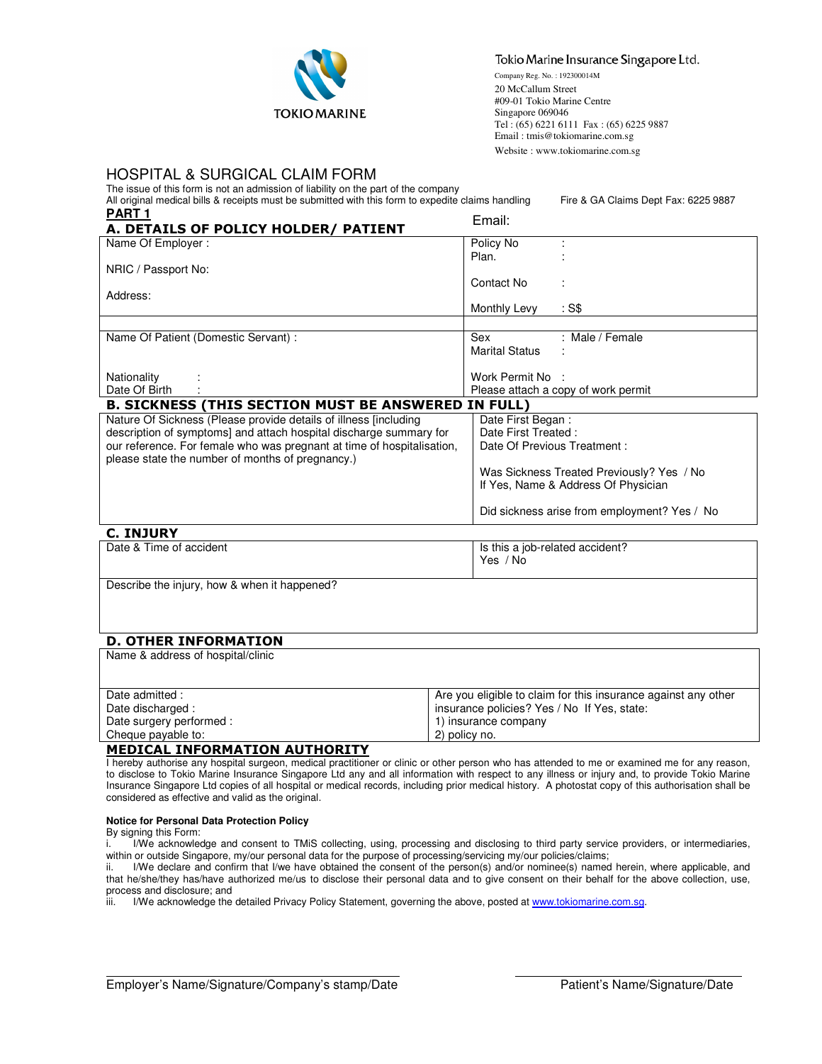TOKIO MARINE

Tokio Marine Insurance Singapore Ltd.
Company Reg. No. : 192300014M
20 McCallum Street
#09-01 Tokio Marine Centre
Singapore 069046
Tel : (65) 6221 6111 Fax : (65) 6225 9887
Email : tmis@tokiomarine.com.sg
Website : www.tokiomarine.com.sg

# HOSPITAL & SURGICAL CLAIM FORM

The issue of this form is not an admission of liability on the part of the company
All original medical bills & receipts must be submitted with this form to expedite claims handling

Fire & GA Claims Dept Fax: 6225 9887
Email:

## PART 1

### A. DETAILS OF POLICY HOLDER/ PATIENT

| | |
|---|---|
| Name Of Employer : | Policy No : <br> Plan. : |
| NRIC / Passport No: | Contact No : |
| Address: | Monthly Levy : S$ |
| Name Of Patient (Domestic Servant) : | Sex : Male / Female <br> Marital Status : |
| Nationality : <br> Date Of Birth : | Work Permit No : <br> Please attach a copy of work permit |

### B. SICKNESS (THIS SECTION MUST BE ANSWERED IN FULL)

| | |
|---|---|
| Nature Of Sickness (Please provide details of illness [including description of symptoms] and attach hospital discharge summary for our reference. For female who was pregnant at time of hospitalisation, please state the number of months of pregnancy.) | Date First Began : <br> Date First Treated : <br> Date Of Previous Treatment : <br><br> Was Sickness Treated Previously? Yes / No <br> If Yes, Name & Address Of Physician <br><br> Did sickness arise from employment? Yes / No |

### C. INJURY

| | |
|---|---|
| Date & Time of accident | Is this a job-related accident? <br> Yes / No |
| Describe the injury, how & when it happened? | |

### D. OTHER INFORMATION

| | |
|---|---|
| Name & address of hospital/clinic | |
| Date admitted : <br> Date discharged : <br> Date surgery performed : <br> Cheque payable to: | Are you eligible to claim for this insurance against any other insurance policies? Yes / No If Yes, state: <br> 1) insurance company <br> 2) policy no. |

### MEDICAL INFORMATION AUTHORITY

I hereby authorise any hospital surgeon, medical practitioner or clinic or other person who has attended to me or examined me for any reason, to disclose to Tokio Marine Insurance Singapore Ltd any and all information with respect to any illness or injury and, to provide Tokio Marine Insurance Singapore Ltd copies of all hospital or medical records, including prior medical history. A photostat copy of this authorisation shall be considered as effective and valid as the original.

**Notice for Personal Data Protection Policy**

By signing this Form:

i. I/We acknowledge and consent to TMiS collecting, using, processing and disclosing to third party service providers, or intermediaries, within or outside Singapore, my/our personal data for the purpose of processing/servicing my/our policies/claims;

ii. I/We declare and confirm that I/we have obtained the consent of the person(s) and/or nominee(s) named herein, where applicable, and that he/she/they has/have authorized me/us to disclose their personal data and to give consent on their behalf for the above collection, use, process and disclosure; and

iii. I/We acknowledge the detailed Privacy Policy Statement, governing the above, posted at www.tokiomarine.com.sg.

Employer's Name/Signature/Company's stamp/Date

Patient's Name/Signature/Date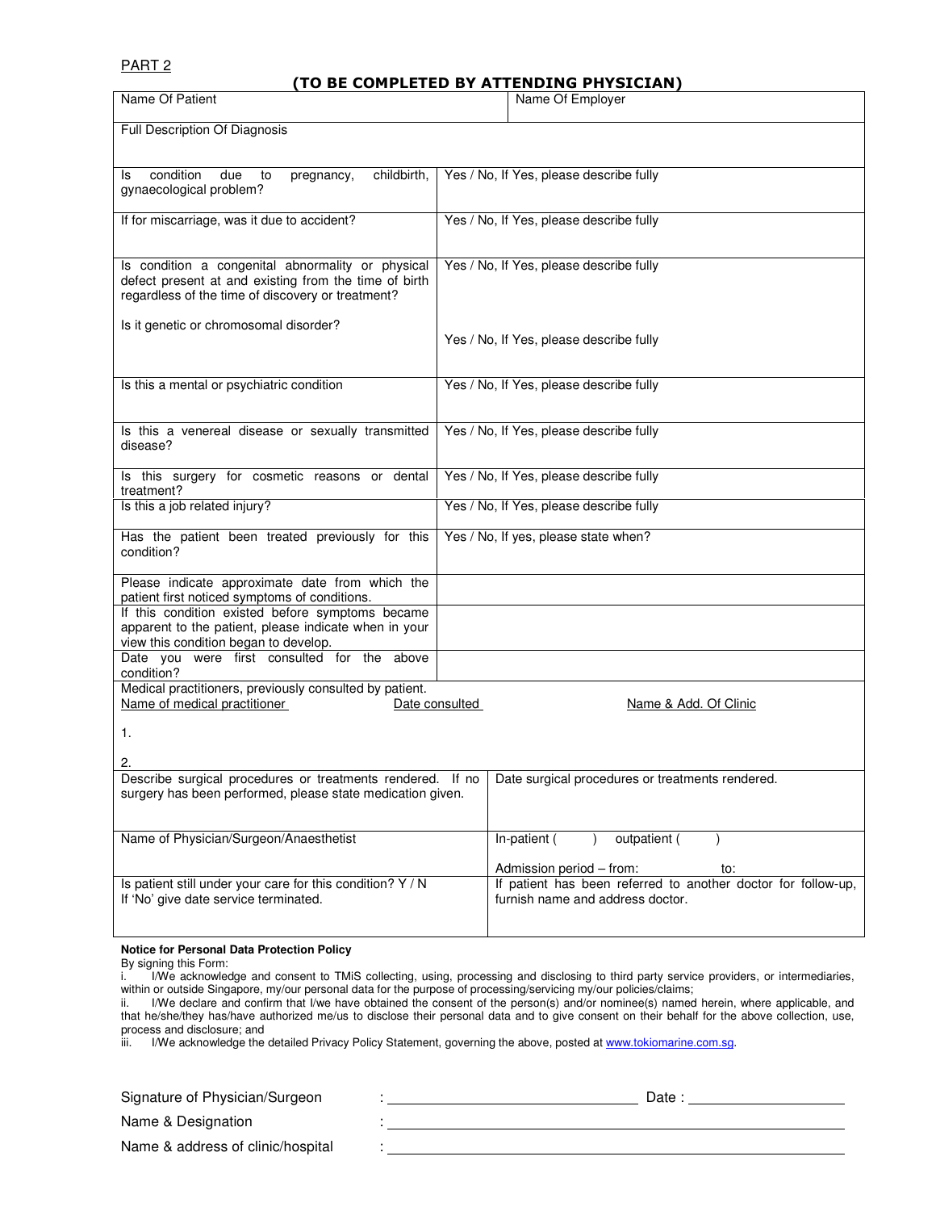PART 2

## (TO BE COMPLETED BY ATTENDING PHYSICIAN)

| Name Of Patient | Name Of Employer |
|---|---|
| Full Description Of Diagnosis | |
| Is condition due to pregnancy, childbirth, gynaecological problem? | Yes / No, If Yes, please describe fully |
| If for miscarriage, was it due to accident? | Yes / No, If Yes, please describe fully |
| Is condition a congenital abnormality or physical defect present at and existing from the time of birth regardless of the time of discovery or treatment? | Yes / No, If Yes, please describe fully |
| Is it genetic or chromosomal disorder? | Yes / No, If Yes, please describe fully |
| Is this a mental or psychiatric condition | Yes / No, If Yes, please describe fully |
| Is this a venereal disease or sexually transmitted disease? | Yes / No, If Yes, please describe fully |
| Is this surgery for cosmetic reasons or dental treatment? | Yes / No, If Yes, please describe fully |
| Is this a job related injury? | Yes / No, If Yes, please describe fully |
| Has the patient been treated previously for this condition? | Yes / No, If yes, please state when? |
| Please indicate approximate date from which the patient first noticed symptoms of conditions. | |
| If this condition existed before symptoms became apparent to the patient, please indicate when in your view this condition began to develop. | |
| Date you were first consulted for the above condition? | |

Medical practitioners, previously consulted by patient.

| Name of medical practitioner | Date consulted | Name & Add. Of Clinic |
|---|---|---|
| 1. | | |
| 2. | | |

| | |
|---|---|
| Describe surgical procedures or treatments rendered. If no surgery has been performed, please state medication given. | Date surgical procedures or treatments rendered. |
| Name of Physician/Surgeon/Anaesthetist | In-patient ( ) outpatient ( )<br><br>Admission period – from: to: |
| Is patient still under your care for this condition? Y / N<br>If 'No' give date service terminated. | If patient has been referred to another doctor for follow-up, furnish name and address doctor. |

**Notice for Personal Data Protection Policy**

By signing this Form:

i. I/We acknowledge and consent to TMiS collecting, using, processing and disclosing to third party service providers, or intermediaries, within or outside Singapore, my/our personal data for the purpose of processing/servicing my/our policies/claims;

ii. I/We declare and confirm that I/we have obtained the consent of the person(s) and/or nominee(s) named herein, where applicable, and that he/she/they has/have authorized me/us to disclose their personal data and to give consent on their behalf for the above collection, use, process and disclosure; and

iii. I/We acknowledge the detailed Privacy Policy Statement, governing the above, posted at www.tokiomarine.com.sg.

Signature of Physician/Surgeon : ______________________ Date : ______________

Name & Designation : ______________________

Name & address of clinic/hospital : ______________________